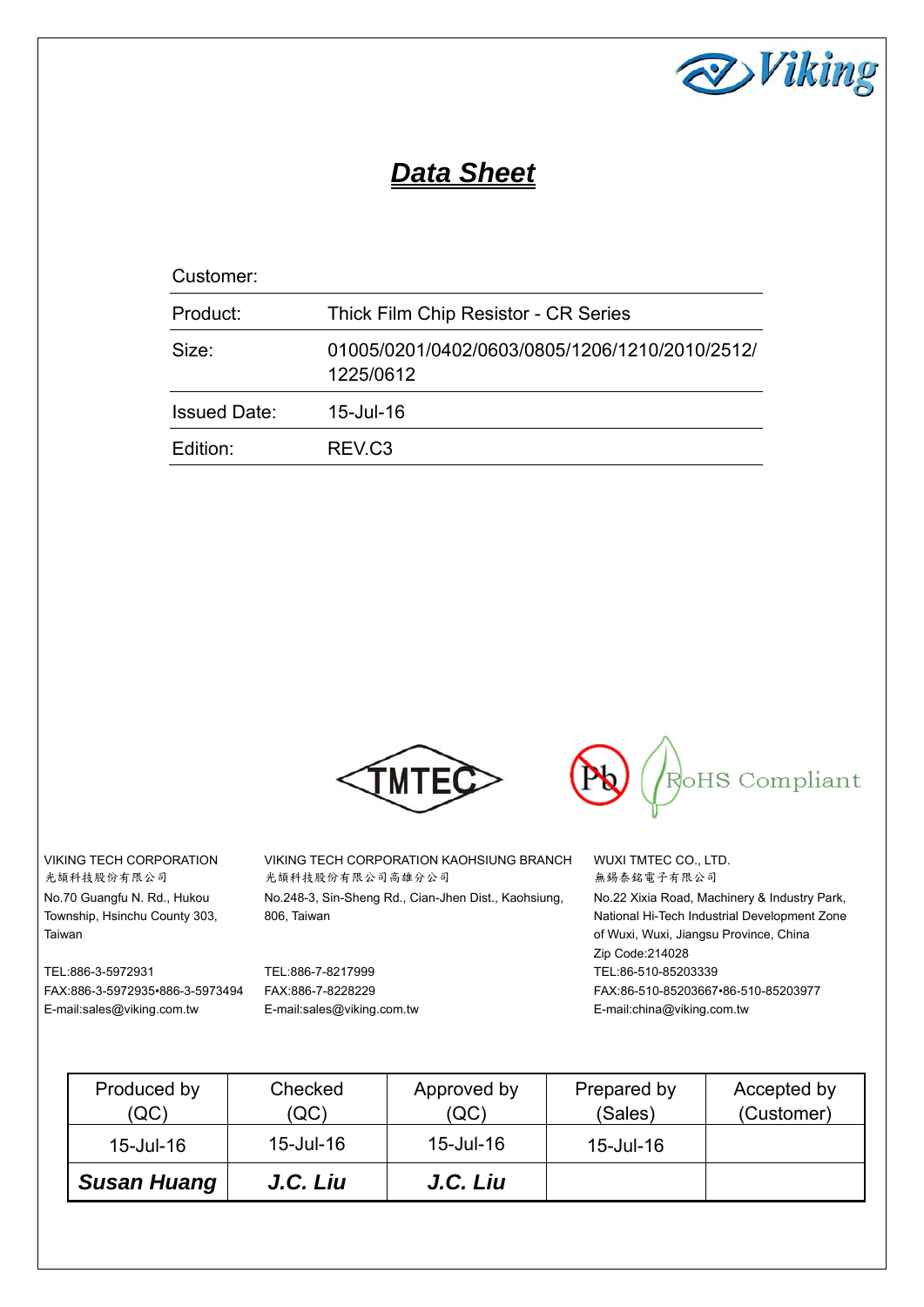# *Data Sheet*

| Customer: | |
|---|---|
| Product: | Thick Film Chip Resistor - CR Series |
| Size: | 01005/0201/0402/0603/0805/1206/1210/2010/2512/1225/0612 |
| Issued Date: | 15-Jul-16 |
| Edition: | REV.C3 |

RoHS Compliant

VIKING TECH CORPORATION
光頡科技股份有限公司
No.70 Guangfu N. Rd., Hukou Township, Hsinchu County 303, Taiwan

TEL:886-3-5972931
FAX:886-3-5972935•886-3-5973494
E-mail:sales@viking.com.tw

VIKING TECH CORPORATION KAOHSIUNG BRANCH
光頡科技股份有限公司高雄分公司
No.248-3, Sin-Sheng Rd., Cian-Jhen Dist., Kaohsiung, 806, Taiwan

TEL:886-7-8217999
FAX:886-7-8228229
E-mail:sales@viking.com.tw

WUXI TMTEC CO., LTD.
無錫泰銘電子有限公司
No.22 Xixia Road, Machinery & Industry Park, National Hi-Tech Industrial Development Zone of Wuxi, Wuxi, Jiangsu Province, China
Zip Code:214028
TEL:86-510-85203339
FAX:86-510-85203667•86-510-85203977
E-mail:china@viking.com.tw

| Produced by (QC) | Checked (QC) | Approved by (QC) | Prepared by (Sales) | Accepted by (Customer) |
|---|---|---|---|---|
| 15-Jul-16 | 15-Jul-16 | 15-Jul-16 | 15-Jul-16 | |
| ***Susan Huang*** | ***J.C. Liu*** | ***J.C. Liu*** | | |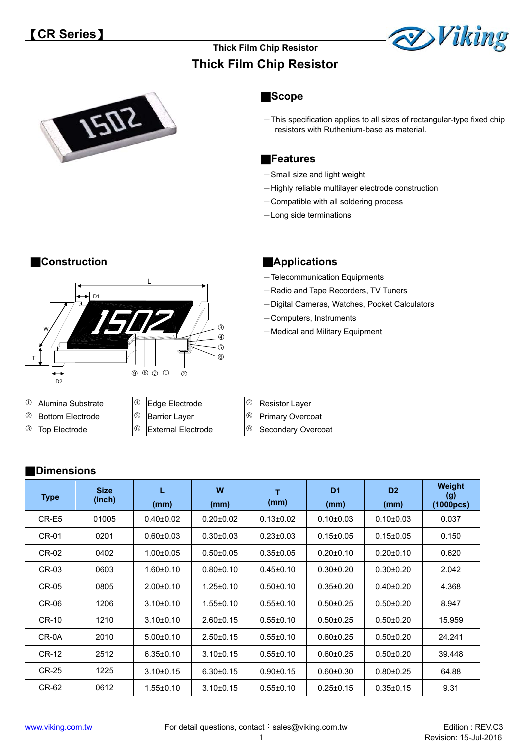# 【CR Series】

Thick Film Chip Resistor

## Thick Film Chip Resistor

## ■Scope

—This specification applies to all sizes of rectangular-type fixed chip resistors with Ruthenium-base as material.

## ■Features

—Small size and light weight
—Highly reliable multilayer electrode construction
—Compatible with all soldering process
—Long side terminations

## ■Construction

| ① | Alumina Substrate | ④ | Edge Electrode | ⑦ | Resistor Layer |
|---|---|---|---|---|---|
| ② | Bottom Electrode | ⑤ | Barrier Layer | ⑧ | Primary Overcoat |
| ③ | Top Electrode | ⑥ | External Electrode | ⑨ | Secondary Overcoat |

## ■Applications

—Telecommunication Equipments
—Radio and Tape Recorders, TV Tuners
—Digital Cameras, Watches, Pocket Calculators
—Computers, Instruments
—Medical and Military Equipment

## ■Dimensions

| Type | Size (Inch) | L (mm) | W (mm) | T (mm) | D1 (mm) | D2 (mm) | Weight (g) (1000pcs) |
|---|---|---|---|---|---|---|---|
| CR-E5 | 01005 | 0.40±0.02 | 0.20±0.02 | 0.13±0.02 | 0.10±0.03 | 0.10±0.03 | 0.037 |
| CR-01 | 0201 | 0.60±0.03 | 0.30±0.03 | 0.23±0.03 | 0.15±0.05 | 0.15±0.05 | 0.150 |
| CR-02 | 0402 | 1.00±0.05 | 0.50±0.05 | 0.35±0.05 | 0.20±0.10 | 0.20±0.10 | 0.620 |
| CR-03 | 0603 | 1.60±0.10 | 0.80±0.10 | 0.45±0.10 | 0.30±0.20 | 0.30±0.20 | 2.042 |
| CR-05 | 0805 | 2.00±0.10 | 1.25±0.10 | 0.50±0.10 | 0.35±0.20 | 0.40±0.20 | 4.368 |
| CR-06 | 1206 | 3.10±0.10 | 1.55±0.10 | 0.55±0.10 | 0.50±0.25 | 0.50±0.20 | 8.947 |
| CR-10 | 1210 | 3.10±0.10 | 2.60±0.15 | 0.55±0.10 | 0.50±0.25 | 0.50±0.20 | 15.959 |
| CR-0A | 2010 | 5.00±0.10 | 2.50±0.15 | 0.55±0.10 | 0.60±0.25 | 0.50±0.20 | 24.241 |
| CR-12 | 2512 | 6.35±0.10 | 3.10±0.15 | 0.55±0.10 | 0.60±0.25 | 0.50±0.20 | 39.448 |
| CR-25 | 1225 | 3.10±0.15 | 6.30±0.15 | 0.90±0.15 | 0.60±0.30 | 0.80±0.25 | 64.88 |
| CR-62 | 0612 | 1.55±0.10 | 3.10±0.15 | 0.55±0.10 | 0.25±0.15 | 0.35±0.15 | 9.31 |

www.viking.com.tw — For detail questions, contact：sales@viking.com.tw — Edition : REV.C3 — Revision: 15-Jul-2016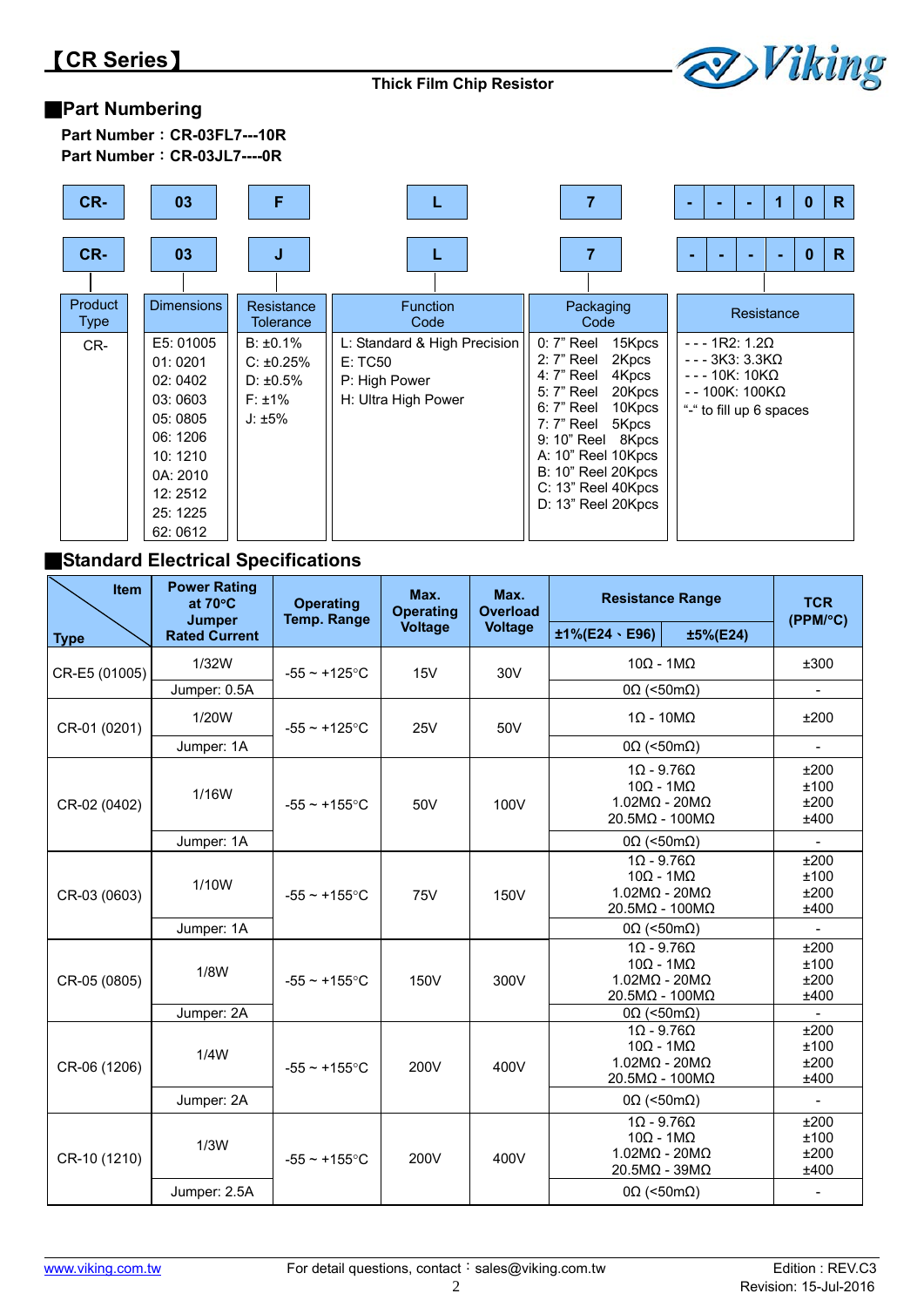## 【CR Series】

**Thick Film Chip Resistor**

## ■Part Numbering

**Part Number：CR-03FL7---10R**
**Part Number：CR-03JL7----0R**

| CR- | 03 | F | L | 7 | - - - 1 0 R |
|---|---|---|---|---|---|
| CR- | 03 | J | L | 7 | - - - - 0 R |

| Product Type | Dimensions | Resistance Tolerance | Function Code | Packaging Code | Resistance |
|---|---|---|---|---|---|
| CR- | E5: 01005<br>01: 0201<br>02: 0402<br>03: 0603<br>05: 0805<br>06: 1206<br>10: 1210<br>0A: 2010<br>12: 2512<br>25: 1225<br>62: 0612 | B: ±0.1%<br>C: ±0.25%<br>D: ±0.5%<br>F: ±1%<br>J: ±5% | L: Standard & High Precision<br>E: TC50<br>P: High Power<br>H: Ultra High Power | 0: 7" Reel 15Kpcs<br>2: 7" Reel 2Kpcs<br>4: 7" Reel 4Kpcs<br>5: 7" Reel 20Kpcs<br>6: 7" Reel 10Kpcs<br>7: 7" Reel 5Kpcs<br>9: 10" Reel 8Kpcs<br>A: 10" Reel 10Kpcs<br>B: 10" Reel 20Kpcs<br>C: 13" Reel 40Kpcs<br>D: 13" Reel 20Kpcs | - - - 1R2: 1.2Ω<br>- - - 3K3: 3.3KΩ<br>- - - 10K: 10KΩ<br>- - 100K: 100KΩ<br>"-" to fill up 6 spaces |

## ■Standard Electrical Specifications

| Type \ Item | Power Rating at 70°C / Jumper Rated Current | Operating Temp. Range | Max. Operating Voltage | Max. Overload Voltage | Resistance Range ±1%(E24、E96) | Resistance Range ±5%(E24) | TCR (PPM/°C) |
|---|---|---|---|---|---|---|---|
| CR-E5 (01005) | 1/32W | -55 ~ +125°C | 15V | 30V | 10Ω - 1MΩ | | ±300 |
| | Jumper: 0.5A | | | | 0Ω (<50mΩ) | | - |
| CR-01 (0201) | 1/20W | -55 ~ +125°C | 25V | 50V | 1Ω - 10MΩ | | ±200 |
| | Jumper: 1A | | | | 0Ω (<50mΩ) | | - |
| CR-02 (0402) | 1/16W | -55 ~ +155°C | 50V | 100V | 1Ω - 9.76Ω<br>10Ω - 1MΩ<br>1.02MΩ - 20MΩ<br>20.5MΩ - 100MΩ | | ±200<br>±100<br>±200<br>±400 |
| | Jumper: 1A | | | | 0Ω (<50mΩ) | | - |
| CR-03 (0603) | 1/10W | -55 ~ +155°C | 75V | 150V | 1Ω - 9.76Ω<br>10Ω - 1MΩ<br>1.02MΩ - 20MΩ<br>20.5MΩ - 100MΩ | | ±200<br>±100<br>±200<br>±400 |
| | Jumper: 1A | | | | 0Ω (<50mΩ) | | - |
| CR-05 (0805) | 1/8W | -55 ~ +155°C | 150V | 300V | 1Ω - 9.76Ω<br>10Ω - 1MΩ<br>1.02MΩ - 20MΩ<br>20.5MΩ - 100MΩ | | ±200<br>±100<br>±200<br>±400 |
| | Jumper: 2A | | | | 0Ω (<50mΩ) | | - |
| CR-06 (1206) | 1/4W | -55 ~ +155°C | 200V | 400V | 1Ω - 9.76Ω<br>10Ω - 1MΩ<br>1.02MΩ - 20MΩ<br>20.5MΩ - 100MΩ | | ±200<br>±100<br>±200<br>±400 |
| | Jumper: 2A | | | | 0Ω (<50mΩ) | | - |
| CR-10 (1210) | 1/3W | -55 ~ +155°C | 200V | 400V | 1Ω - 9.76Ω<br>10Ω - 1MΩ<br>1.02MΩ - 20MΩ<br>20.5MΩ - 39MΩ | | ±200<br>±100<br>±200<br>±400 |
| | Jumper: 2.5A | | | | 0Ω (<50mΩ) | | - |

www.viking.com.tw For detail questions, contact：sales@viking.com.tw Edition : REV.C3 Revision: 15-Jul-2016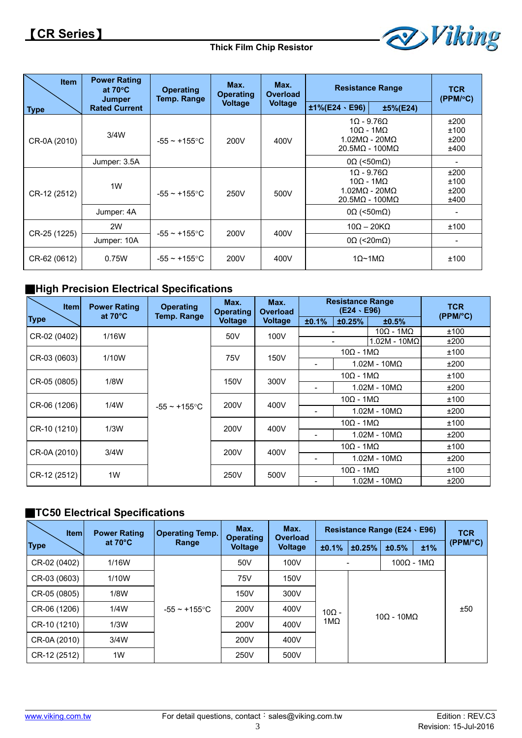# 【CR Series】

Thick Film Chip Resistor

| Item / Type | Power Rating at 70°C Jumper Rated Current | Operating Temp. Range | Max. Operating Voltage | Max. Overload Voltage | Resistance Range | | TCR (PPM/°C) |
|---|---|---|---|---|---|---|---|
| | | | | | ±1%(E24、E96) | ±5%(E24) | |
| CR-0A (2010) | 3/4W | -55 ~ +155°C | 200V | 400V | 1Ω - 9.76Ω<br>10Ω - 1MΩ<br>1.02MΩ - 20MΩ<br>20.5MΩ - 100MΩ | | ±200<br>±100<br>±200<br>±400 |
| | Jumper: 3.5A | | | | 0Ω (<50mΩ) | | - |
| CR-12 (2512) | 1W | -55 ~ +155°C | 250V | 500V | 1Ω - 9.76Ω<br>10Ω - 1MΩ<br>1.02MΩ - 20MΩ<br>20.5MΩ - 100MΩ | | ±200<br>±100<br>±200<br>±400 |
| | Jumper: 4A | | | | 0Ω (<50mΩ) | | - |
| CR-25 (1225) | 2W | -55 ~ +155°C | 200V | 400V | 10Ω – 20KΩ | | ±100 |
| | Jumper: 10A | | | | 0Ω (<20mΩ) | | - |
| CR-62 (0612) | 0.75W | -55 ~ +155°C | 200V | 400V | 1Ω~1MΩ | | ±100 |

## ■High Precision Electrical Specifications

| Item / Type | Power Rating at 70°C | Operating Temp. Range | Max. Operating Voltage | Max. Overload Voltage | Resistance Range (E24、E96) | | | TCR (PPM/°C) |
|---|---|---|---|---|---|---|---|---|
| | | | | | ±0.1% | ±0.25% | ±0.5% | |
| CR-02 (0402) | 1/16W | -55 ~ +155°C | 50V | 100V | - | | 10Ω - 1MΩ | ±100 |
| | | | | | - | | 1.02M - 10MΩ | ±200 |
| CR-03 (0603) | 1/10W | | 75V | 150V | 10Ω - 1MΩ | | | ±100 |
| | | | | | - | 1.02M - 10MΩ | | ±200 |
| CR-05 (0805) | 1/8W | | 150V | 300V | 10Ω - 1MΩ | | | ±100 |
| | | | | | - | 1.02M - 10MΩ | | ±200 |
| CR-06 (1206) | 1/4W | | 200V | 400V | 10Ω - 1MΩ | | | ±100 |
| | | | | | - | 1.02M - 10MΩ | | ±200 |
| CR-10 (1210) | 1/3W | | 200V | 400V | 10Ω - 1MΩ | | | ±100 |
| | | | | | - | 1.02M - 10MΩ | | ±200 |
| CR-0A (2010) | 3/4W | | 200V | 400V | 10Ω - 1MΩ | | | ±100 |
| | | | | | - | 1.02M - 10MΩ | | ±200 |
| CR-12 (2512) | 1W | | 250V | 500V | 10Ω - 1MΩ | | | ±100 |
| | | | | | - | 1.02M - 10MΩ | | ±200 |

## ■TC50 Electrical Specifications

| Item / Type | Power Rating at 70°C | Operating Temp. Range | Max. Operating Voltage | Max. Overload Voltage | Resistance Range (E24、E96) | | | | TCR (PPM/°C) |
|---|---|---|---|---|---|---|---|---|---|
| | | | | | ±0.1% | ±0.25% | ±0.5% | ±1% | |
| CR-02 (0402) | 1/16W | -55 ~ +155°C | 50V | 100V | - | | 100Ω - 1MΩ | | ±50 |
| CR-03 (0603) | 1/10W | | 75V | 150V | 10Ω - 1MΩ | 10Ω - 10MΩ | | | |
| CR-05 (0805) | 1/8W | | 150V | 300V | | | | | |
| CR-06 (1206) | 1/4W | | 200V | 400V | | | | | |
| CR-10 (1210) | 1/3W | | 200V | 400V | | | | | |
| CR-0A (2010) | 3/4W | | 200V | 400V | | | | | |
| CR-12 (2512) | 1W | | 250V | 500V | | | | | |

www.viking.com.tw　　For detail questions, contact：sales@viking.com.tw　　Edition : REV.C3　Revision: 15-Jul-2016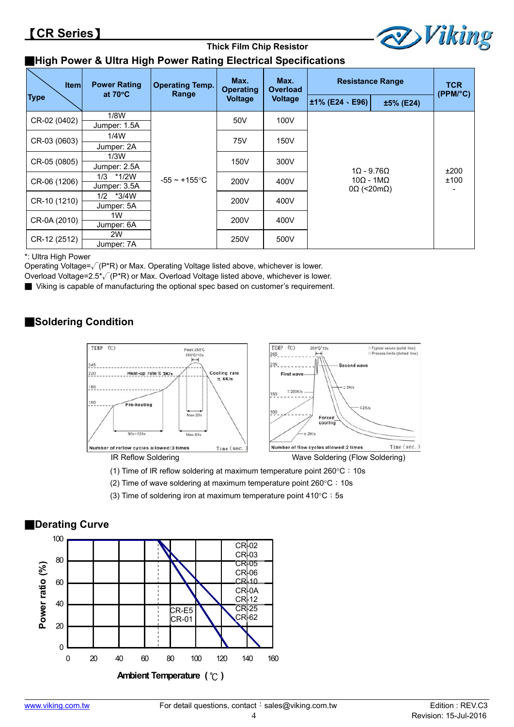# 【CR Series】

Thick Film Chip Resistor

## ■High Power & Ultra High Power Rating Electrical Specifications

| Type \ Item | Power Rating at 70°C | Operating Temp. Range | Max. Operating Voltage | Max. Overload Voltage | Resistance Range | | TCR (PPM/°C) |
|---|---|---|---|---|---|---|---|
| | | | | | ±1% (E24、E96) | ±5% (E24) | |
| CR-02 (0402) | 1/8W<br>Jumper: 1.5A | -55 ~ +155°C | 50V | 100V | 1Ω - 9.76Ω<br>10Ω - 1MΩ<br>0Ω (<20mΩ) | | ±200<br>±100<br>- |
| CR-03 (0603) | 1/4W<br>Jumper: 2A | | 75V | 150V | | | |
| CR-05 (0805) | 1/3W<br>Jumper: 2.5A | | 150V | 300V | | | |
| CR-06 (1206) | 1/3 *1/2W<br>Jumper: 3.5A | | 200V | 400V | | | |
| CR-10 (1210) | 1/2 *3/4W<br>Jumper: 5A | | 200V | 400V | | | |
| CR-0A (2010) | 1W<br>Jumper: 6A | | 200V | 400V | | | |
| CR-12 (2512) | 2W<br>Jumper: 7A | | 250V | 500V | | | |

*: Ultra High Power

Operating Voltage=√(P*R) or Max. Operating Voltage listed above, whichever is lower.

Overload Voltage=2.5*√(P*R) or Max. Overload Voltage listed above, whichever is lower.

■ Viking is capable of manufacturing the optional spec based on customer's requirement.

## ■Soldering Condition

IR Reflow Soldering

Wave Soldering (Flow Soldering)

(1) Time of IR reflow soldering at maximum temperature point 260°C：10s

(2) Time of wave soldering at maximum temperature point 260°C：10s

(3) Time of soldering iron at maximum temperature point 410°C：5s

## ■Derating Curve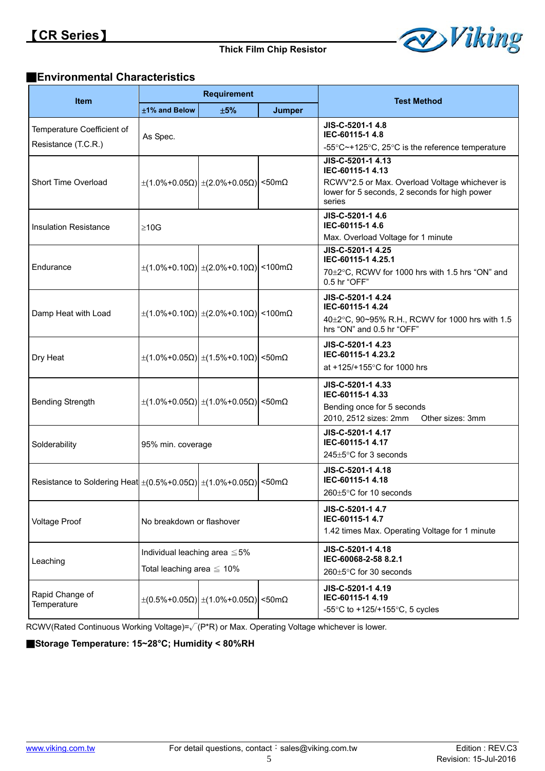## ■Environmental Characteristics

| Item | Requirement | | | Test Method |
|---|---|---|---|---|
| | ±1% and Below | ±5% | Jumper | |
| Temperature Coefficient of Resistance (T.C.R.) | As Spec. | | | **JIS-C-5201-1 4.8**<br>**IEC-60115-1 4.8**<br>-55°C~+125°C, 25°C is the reference temperature |
| Short Time Overload | ±(1.0%+0.05Ω) | ±(2.0%+0.05Ω) | <50mΩ | **JIS-C-5201-1 4.13**<br>**IEC-60115-1 4.13**<br>RCWV*2.5 or Max. Overload Voltage whichever is lower for 5 seconds, 2 seconds for high power series |
| Insulation Resistance | ≥10G | | | **JIS-C-5201-1 4.6**<br>**IEC-60115-1 4.6**<br>Max. Overload Voltage for 1 minute |
| Endurance | ±(1.0%+0.10Ω) | ±(2.0%+0.10Ω) | <100mΩ | **JIS-C-5201-1 4.25**<br>**IEC-60115-1 4.25.1**<br>70±2°C, RCWV for 1000 hrs with 1.5 hrs "ON" and 0.5 hr "OFF" |
| Damp Heat with Load | ±(1.0%+0.10Ω) | ±(2.0%+0.10Ω) | <100mΩ | **JIS-C-5201-1 4.24**<br>**IEC-60115-1 4.24**<br>40±2°C, 90~95% R.H., RCWV for 1000 hrs with 1.5 hrs "ON" and 0.5 hr "OFF" |
| Dry Heat | ±(1.0%+0.05Ω) | ±(1.5%+0.10Ω) | <50mΩ | **JIS-C-5201-1 4.23**<br>**IEC-60115-1 4.23.2**<br>at +125/+155°C for 1000 hrs |
| Bending Strength | ±(1.0%+0.05Ω) | ±(1.0%+0.05Ω) | <50mΩ | **JIS-C-5201-1 4.33**<br>**IEC-60115-1 4.33**<br>Bending once for 5 seconds<br>2010, 2512 sizes: 2mm Other sizes: 3mm |
| Solderability | 95% min. coverage | | | **JIS-C-5201-1 4.17**<br>**IEC-60115-1 4.17**<br>245±5°C for 3 seconds |
| Resistance to Soldering Heat | ±(0.5%+0.05Ω) | ±(1.0%+0.05Ω) | <50mΩ | **JIS-C-5201-1 4.18**<br>**IEC-60115-1 4.18**<br>260±5°C for 10 seconds |
| Voltage Proof | No breakdown or flashover | | | **JIS-C-5201-1 4.7**<br>**IEC-60115-1 4.7**<br>1.42 times Max. Operating Voltage for 1 minute |
| Leaching | Individual leaching area ≦5%<br>Total leaching area ≦ 10% | | | **JIS-C-5201-1 4.18**<br>**IEC-60068-2-58 8.2.1**<br>260±5°C for 30 seconds |
| Rapid Change of Temperature | ±(0.5%+0.05Ω) | ±(1.0%+0.05Ω) | <50mΩ | **JIS-C-5201-1 4.19**<br>**IEC-60115-1 4.19**<br>-55°C to +125/+155°C, 5 cycles |

RCWV(Rated Continuous Working Voltage)=$\sqrt{(P*R)}$ or Max. Operating Voltage whichever is lower.

## ■Storage Temperature: 15~28°C; Humidity < 80%RH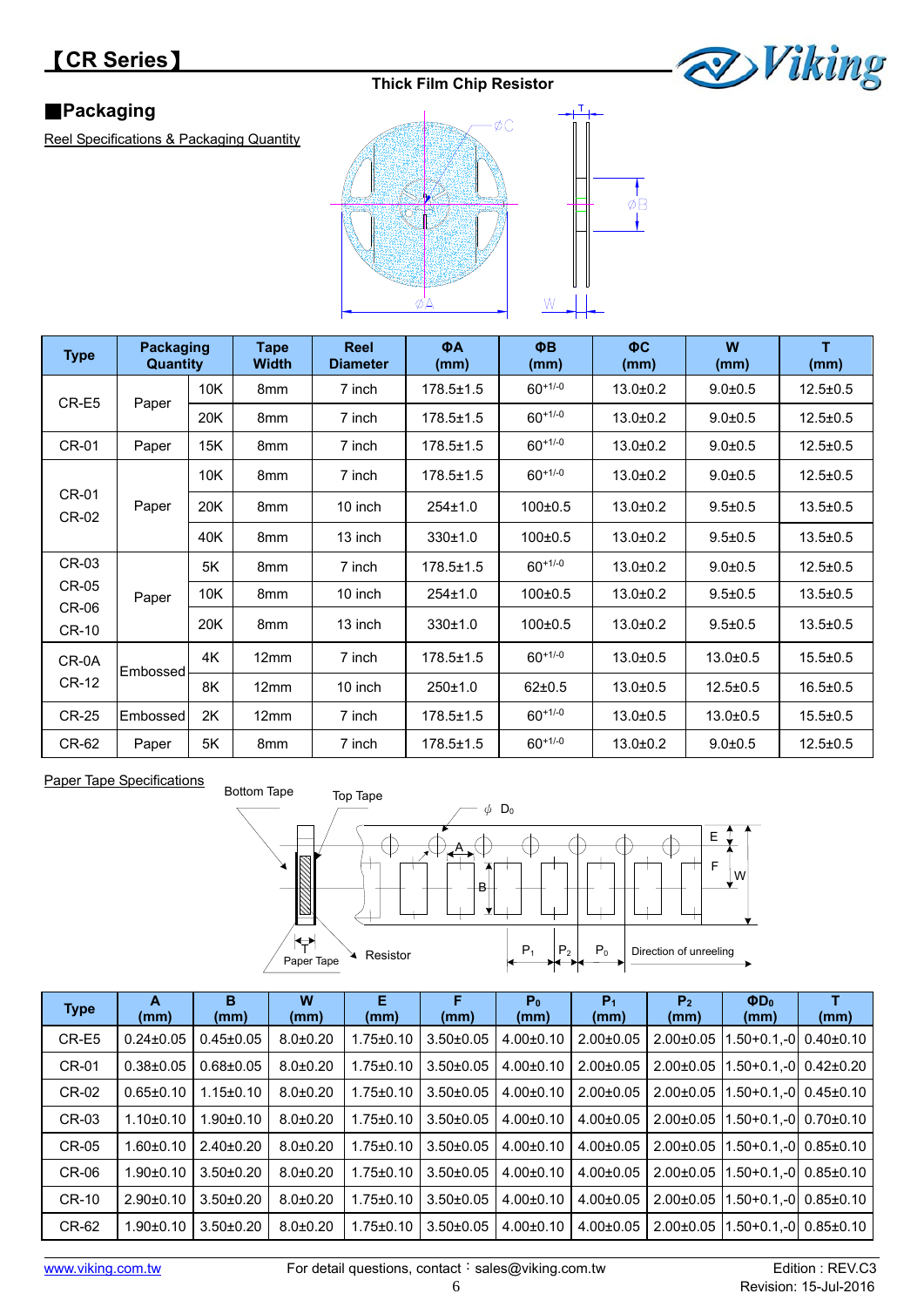## Packaging

Reel Specifications & Packaging Quantity

| Type | Packaging Quantity | | Tape Width | Reel Diameter | ΦA (mm) | ΦB (mm) | ΦC (mm) | W (mm) | T (mm) |
|---|---|---|---|---|---|---|---|---|---|
| CR-E5 | Paper | 10K | 8mm | 7 inch | 178.5±1.5 | $60^{+1/-0}$ | 13.0±0.2 | 9.0±0.5 | 12.5±0.5 |
| | | 20K | 8mm | 7 inch | 178.5±1.5 | $60^{+1/-0}$ | 13.0±0.2 | 9.0±0.5 | 12.5±0.5 |
| CR-01 | Paper | 15K | 8mm | 7 inch | 178.5±1.5 | $60^{+1/-0}$ | 13.0±0.2 | 9.0±0.5 | 12.5±0.5 |
| CR-01 CR-02 | Paper | 10K | 8mm | 7 inch | 178.5±1.5 | $60^{+1/-0}$ | 13.0±0.2 | 9.0±0.5 | 12.5±0.5 |
| | | 20K | 8mm | 10 inch | 254±1.0 | 100±0.5 | 13.0±0.2 | 9.5±0.5 | 13.5±0.5 |
| | | 40K | 8mm | 13 inch | 330±1.0 | 100±0.5 | 13.0±0.2 | 9.5±0.5 | 13.5±0.5 |
| CR-03 CR-05 CR-06 CR-10 | Paper | 5K | 8mm | 7 inch | 178.5±1.5 | $60^{+1/-0}$ | 13.0±0.2 | 9.0±0.5 | 12.5±0.5 |
| | | 10K | 8mm | 10 inch | 254±1.0 | 100±0.5 | 13.0±0.2 | 9.5±0.5 | 13.5±0.5 |
| | | 20K | 8mm | 13 inch | 330±1.0 | 100±0.5 | 13.0±0.2 | 9.5±0.5 | 13.5±0.5 |
| CR-0A CR-12 | Embossed | 4K | 12mm | 7 inch | 178.5±1.5 | $60^{+1/-0}$ | 13.0±0.5 | 13.0±0.5 | 15.5±0.5 |
| | | 8K | 12mm | 10 inch | 250±1.0 | 62±0.5 | 13.0±0.5 | 12.5±0.5 | 16.5±0.5 |
| CR-25 | Embossed | 2K | 12mm | 7 inch | 178.5±1.5 | $60^{+1/-0}$ | 13.0±0.5 | 13.0±0.5 | 15.5±0.5 |
| CR-62 | Paper | 5K | 8mm | 7 inch | 178.5±1.5 | $60^{+1/-0}$ | 13.0±0.2 | 9.0±0.5 | 12.5±0.5 |

Paper Tape Specifications

| Type | A (mm) | B (mm) | W (mm) | E (mm) | F (mm) | $P_0$ (mm) | $P_1$ (mm) | $P_2$ (mm) | $ΦD_0$ (mm) | T (mm) |
|---|---|---|---|---|---|---|---|---|---|---|
| CR-E5 | 0.24±0.05 | 0.45±0.05 | 8.0±0.20 | 1.75±0.10 | 3.50±0.05 | 4.00±0.10 | 2.00±0.05 | 2.00±0.05 | 1.50+0.1,-0 | 0.40±0.10 |
| CR-01 | 0.38±0.05 | 0.68±0.05 | 8.0±0.20 | 1.75±0.10 | 3.50±0.05 | 4.00±0.10 | 2.00±0.05 | 2.00±0.05 | 1.50+0.1,-0 | 0.42±0.20 |
| CR-02 | 0.65±0.10 | 1.15±0.10 | 8.0±0.20 | 1.75±0.10 | 3.50±0.05 | 4.00±0.10 | 2.00±0.05 | 2.00±0.05 | 1.50+0.1,-0 | 0.45±0.10 |
| CR-03 | 1.10±0.10 | 1.90±0.10 | 8.0±0.20 | 1.75±0.10 | 3.50±0.05 | 4.00±0.10 | 4.00±0.05 | 2.00±0.05 | 1.50+0.1,-0 | 0.70±0.10 |
| CR-05 | 1.60±0.10 | 2.40±0.20 | 8.0±0.20 | 1.75±0.10 | 3.50±0.05 | 4.00±0.10 | 4.00±0.05 | 2.00±0.05 | 1.50+0.1,-0 | 0.85±0.10 |
| CR-06 | 1.90±0.10 | 3.50±0.20 | 8.0±0.20 | 1.75±0.10 | 3.50±0.05 | 4.00±0.10 | 4.00±0.05 | 2.00±0.05 | 1.50+0.1,-0 | 0.85±0.10 |
| CR-10 | 2.90±0.10 | 3.50±0.20 | 8.0±0.20 | 1.75±0.10 | 3.50±0.05 | 4.00±0.10 | 4.00±0.05 | 2.00±0.05 | 1.50+0.1,-0 | 0.85±0.10 |
| CR-62 | 1.90±0.10 | 3.50±0.20 | 8.0±0.20 | 1.75±0.10 | 3.50±0.05 | 4.00±0.10 | 4.00±0.05 | 2.00±0.05 | 1.50+0.1,-0 | 0.85±0.10 |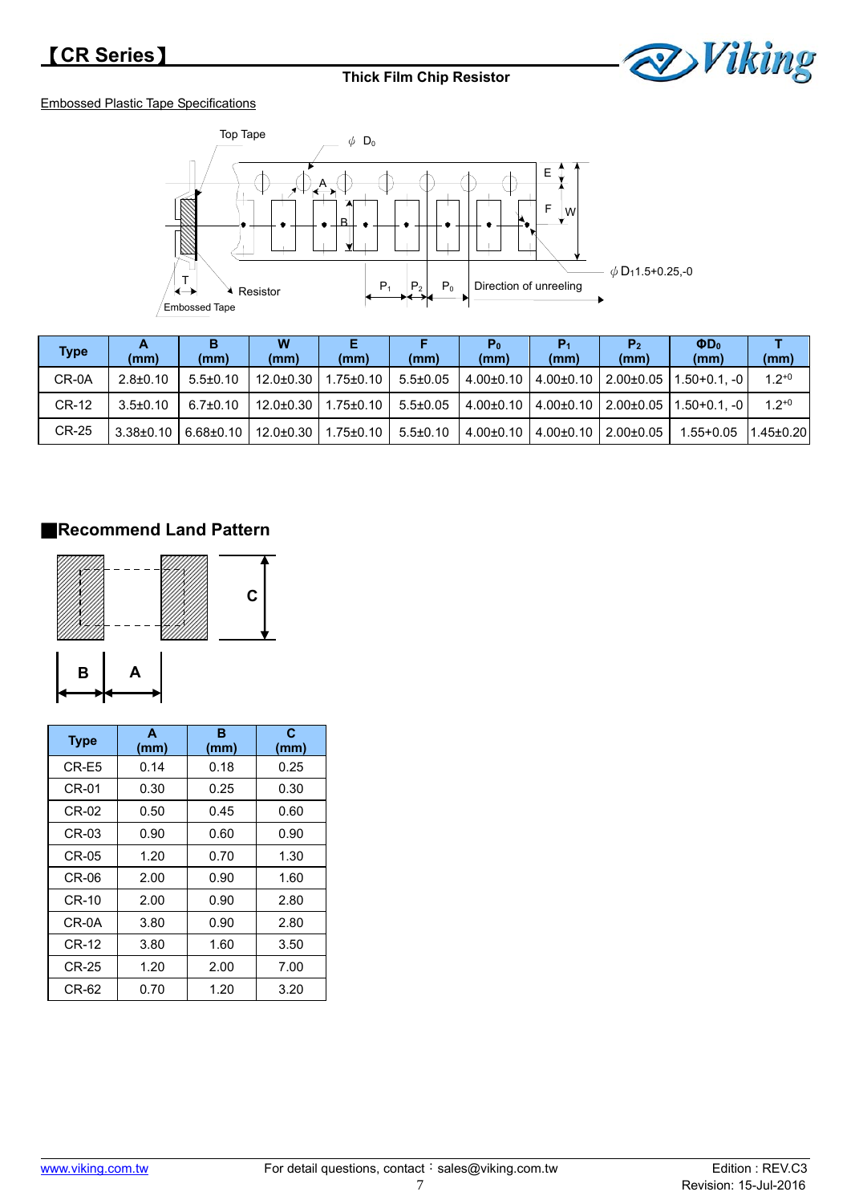Thick Film Chip Resistor

Embossed Plastic Tape Specifications

| Type | A (mm) | B (mm) | W (mm) | E (mm) | F (mm) | $P_0$ (mm) | $P_1$ (mm) | $P_2$ (mm) | $\Phi D_0$ (mm) | T (mm) |
|---|---|---|---|---|---|---|---|---|---|---|
| CR-0A | 2.8±0.10 | 5.5±0.10 | 12.0±0.30 | 1.75±0.10 | 5.5±0.05 | 4.00±0.10 | 4.00±0.10 | 2.00±0.05 | 1.50+0.1, -0 | $1.2^{+0}$ |
| CR-12 | 3.5±0.10 | 6.7±0.10 | 12.0±0.30 | 1.75±0.10 | 5.5±0.05 | 4.00±0.10 | 4.00±0.10 | 2.00±0.05 | 1.50+0.1, -0 | $1.2^{+0}$ |
| CR-25 | 3.38±0.10 | 6.68±0.10 | 12.0±0.30 | 1.75±0.10 | 5.5±0.10 | 4.00±0.10 | 4.00±0.10 | 2.00±0.05 | 1.55+0.05 | 1.45±0.20 |

## ■Recommend Land Pattern

| Type | A (mm) | B (mm) | C (mm) |
|---|---|---|---|
| CR-E5 | 0.14 | 0.18 | 0.25 |
| CR-01 | 0.30 | 0.25 | 0.30 |
| CR-02 | 0.50 | 0.45 | 0.60 |
| CR-03 | 0.90 | 0.60 | 0.90 |
| CR-05 | 1.20 | 0.70 | 1.30 |
| CR-06 | 2.00 | 0.90 | 1.60 |
| CR-10 | 2.00 | 0.90 | 2.80 |
| CR-0A | 3.80 | 0.90 | 2.80 |
| CR-12 | 3.80 | 1.60 | 3.50 |
| CR-25 | 1.20 | 2.00 | 7.00 |
| CR-62 | 0.70 | 1.20 | 3.20 |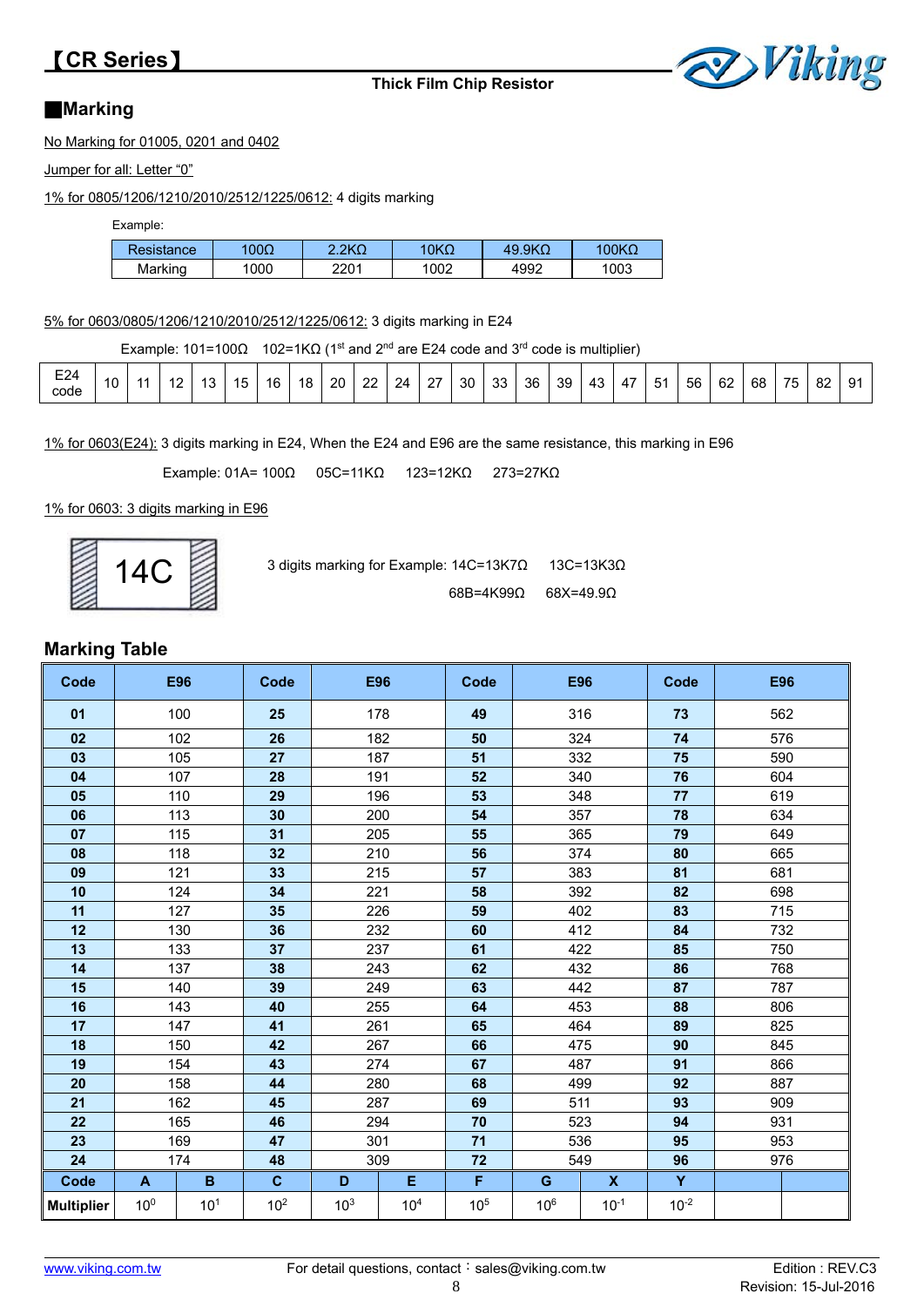## 【CR Series】

**Thick Film Chip Resistor**

## ■Marking

No Marking for 01005, 0201 and 0402

Jumper for all: Letter "0"

1% for 0805/1206/1210/2010/2512/1225/0612: 4 digits marking

Example:

| Resistance | 100Ω | 2.2KΩ | 10KΩ | 49.9KΩ | 100KΩ |
|---|---|---|---|---|---|
| Marking | 1000 | 2201 | 1002 | 4992 | 1003 |

5% for 0603/0805/1206/1210/2010/2512/1225/0612: 3 digits marking in E24

Example: 101=100Ω 102=1KΩ (1st and 2nd are E24 code and 3rd code is multiplier)

| E24 code | 10 | 11 | 12 | 13 | 15 | 16 | 18 | 20 | 22 | 24 | 27 | 30 | 33 | 36 | 39 | 43 | 47 | 51 | 56 | 62 | 68 | 75 | 82 | 91 |
|---|---|---|---|---|---|---|---|---|---|---|---|---|---|---|---|---|---|---|---|---|---|---|---|---|

1% for 0603(E24): 3 digits marking in E24, When the E24 and E96 are the same resistance, this marking in E96

Example: 01A= 100Ω 05C=11KΩ 123=12KΩ 273=27KΩ

1% for 0603: 3 digits marking in E96

14C

3 digits marking for Example: 14C=13K7Ω 13C=13K3Ω

68B=4K99Ω 68X=49.9Ω

## Marking Table

| Code | E96 | Code | E96 | Code | E96 | Code | E96 |
|---|---|---|---|---|---|---|---|
| 01 | 100 | 25 | 178 | 49 | 316 | 73 | 562 |
| 02 | 102 | 26 | 182 | 50 | 324 | 74 | 576 |
| 03 | 105 | 27 | 187 | 51 | 332 | 75 | 590 |
| 04 | 107 | 28 | 191 | 52 | 340 | 76 | 604 |
| 05 | 110 | 29 | 196 | 53 | 348 | 77 | 619 |
| 06 | 113 | 30 | 200 | 54 | 357 | 78 | 634 |
| 07 | 115 | 31 | 205 | 55 | 365 | 79 | 649 |
| 08 | 118 | 32 | 210 | 56 | 374 | 80 | 665 |
| 09 | 121 | 33 | 215 | 57 | 383 | 81 | 681 |
| 10 | 124 | 34 | 221 | 58 | 392 | 82 | 698 |
| 11 | 127 | 35 | 226 | 59 | 402 | 83 | 715 |
| 12 | 130 | 36 | 232 | 60 | 412 | 84 | 732 |
| 13 | 133 | 37 | 237 | 61 | 422 | 85 | 750 |
| 14 | 137 | 38 | 243 | 62 | 432 | 86 | 768 |
| 15 | 140 | 39 | 249 | 63 | 442 | 87 | 787 |
| 16 | 143 | 40 | 255 | 64 | 453 | 88 | 806 |
| 17 | 147 | 41 | 261 | 65 | 464 | 89 | 825 |
| 18 | 150 | 42 | 267 | 66 | 475 | 90 | 845 |
| 19 | 154 | 43 | 274 | 67 | 487 | 91 | 866 |
| 20 | 158 | 44 | 280 | 68 | 499 | 92 | 887 |
| 21 | 162 | 45 | 287 | 69 | 511 | 93 | 909 |
| 22 | 165 | 46 | 294 | 70 | 523 | 94 | 931 |
| 23 | 169 | 47 | 301 | 71 | 536 | 95 | 953 |
| 24 | 174 | 48 | 309 | 72 | 549 | 96 | 976 |

| Code | A | B | C | D | E | F | G | X | Y |
|---|---|---|---|---|---|---|---|---|---|
| Multiplier | $10^0$ | $10^1$ | $10^2$ | $10^3$ | $10^4$ | $10^5$ | $10^6$ | $10^{-1}$ | $10^{-2}$ |

www.viking.com.tw For detail questions, contact：sales@viking.com.tw Edition : REV.C3 Revision: 15-Jul-2016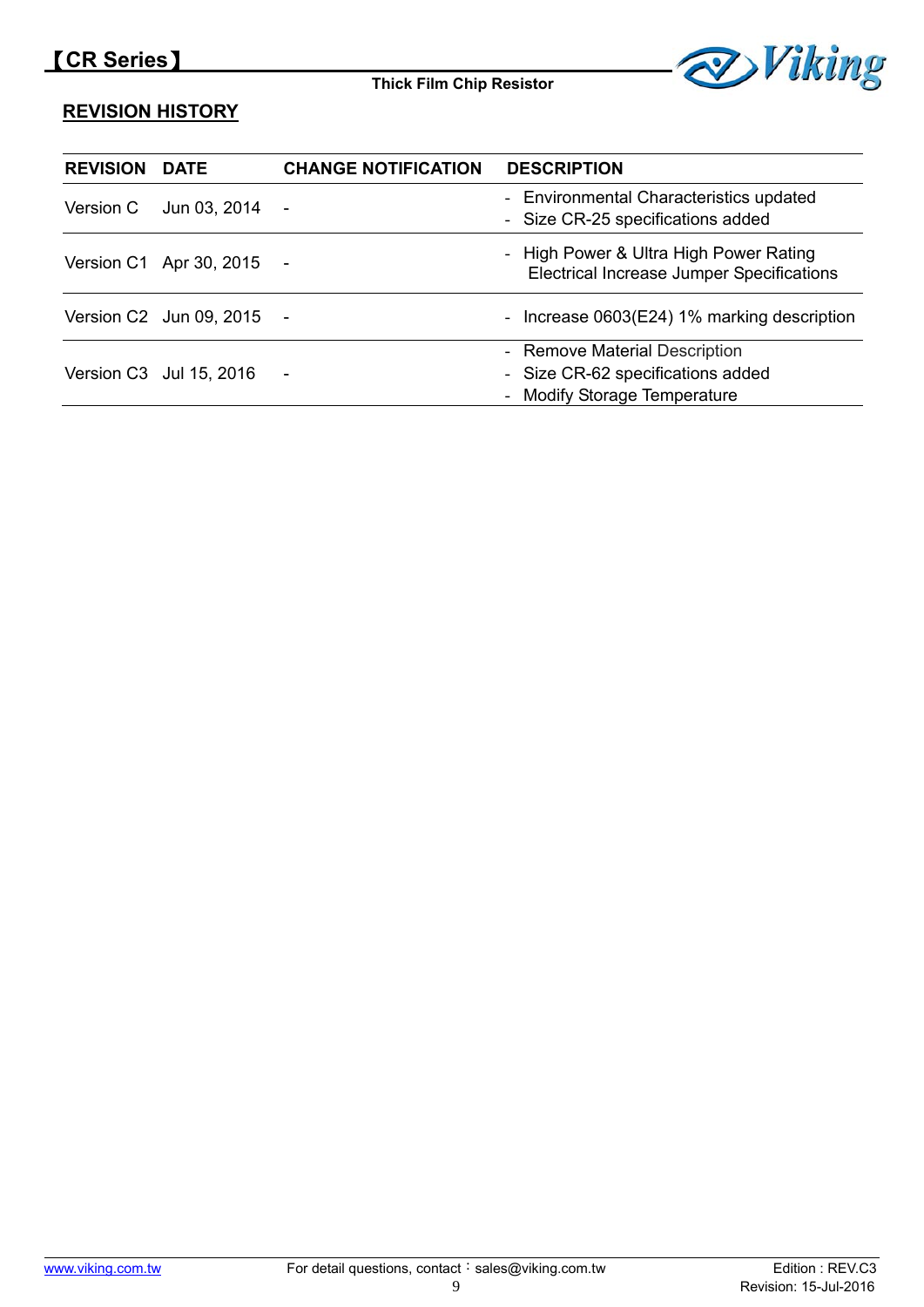## REVISION HISTORY

| REVISION | DATE | CHANGE NOTIFICATION | DESCRIPTION |
|---|---|---|---|
| Version C | Jun 03, 2014 | - | - Environmental Characteristics updated<br>- Size CR-25 specifications added |
| Version C1 | Apr 30, 2015 | - | - High Power & Ultra High Power Rating Electrical Increase Jumper Specifications |
| Version C2 | Jun 09, 2015 | - | - Increase 0603(E24) 1% marking description |
| Version C3 | Jul 15, 2016 | - | - Remove Material Description<br>- Size CR-62 specifications added<br>- Modify Storage Temperature |